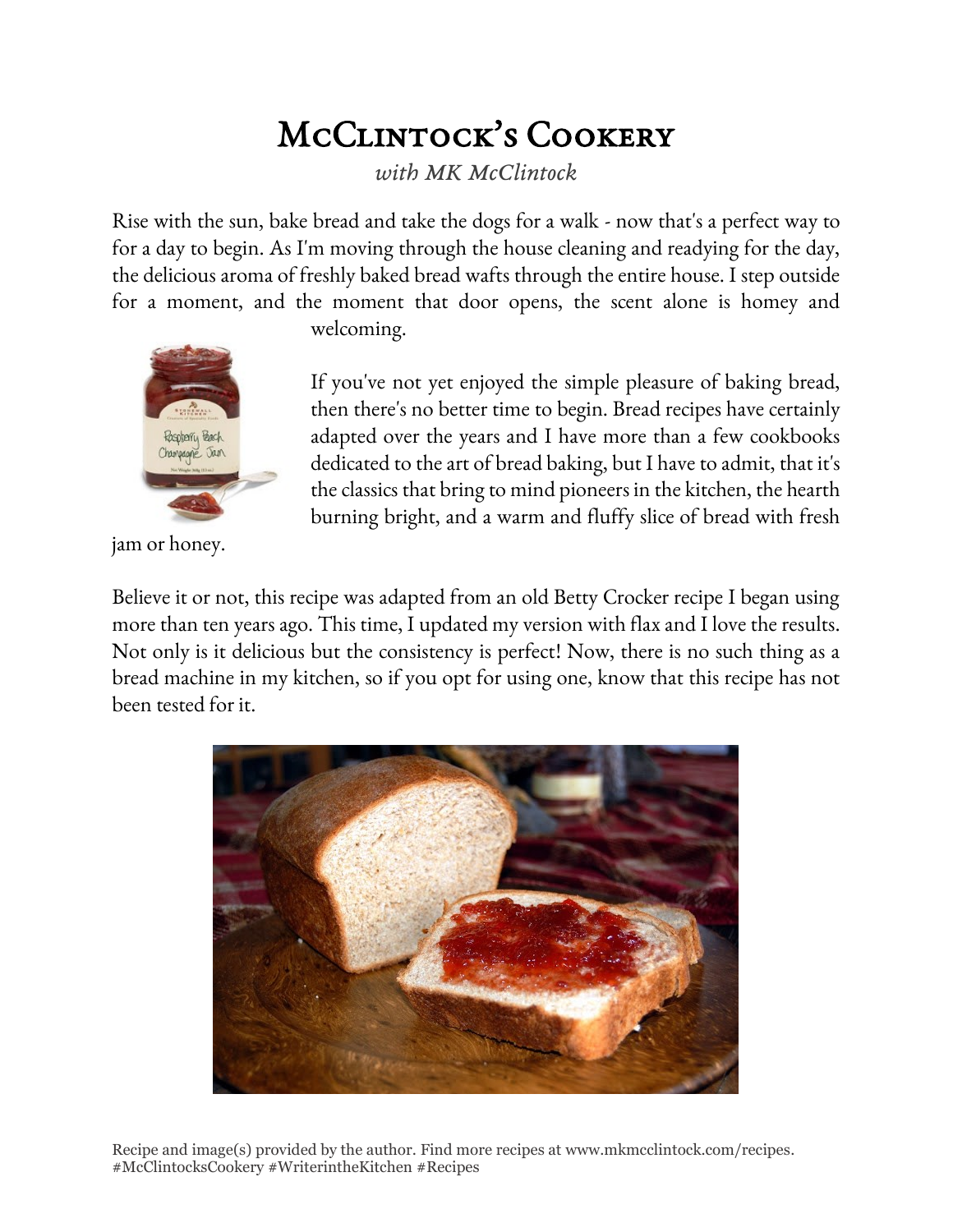# McClintock's Cookery

*with MK McClintock*

Rise with the sun, bake bread and take the dogs for a walk - now that's a perfect way to for a day to begin. As I'm moving through the house cleaning and readying for the day, the delicious aroma of freshly baked bread wafts through the entire house. I step outside for a moment, and the moment that door opens, the scent alone is homey and welcoming.

If you've not yet enjoyed the simple pleasure of baking bread, then there's no better time to begin. Bread recipes have certainly adapted over the years and I have more than a few cookbooks dedicated to the art of bread baking, but I have to admit, that it's the classics that bring to mind pioneers in the kitchen, the hearth burning bright, and a warm and fluffy slice of bread with fresh jam or honey.

Believe it or not, this recipe was adapted from an old Betty Crocker recipe I began using more than ten years ago. This time, I updated my version with flax and I love the results. Not only is it delicious but the consistency is perfect! Now, there is no such thing as a bread machine in my kitchen, so if you opt for using one, know that this recipe has not been tested for it.

Recipe and image(s) provided by the author. Find more recipes at www.mkmcclintock.com/recipes. #McClintocksCookery #WriterintheKitchen #Recipes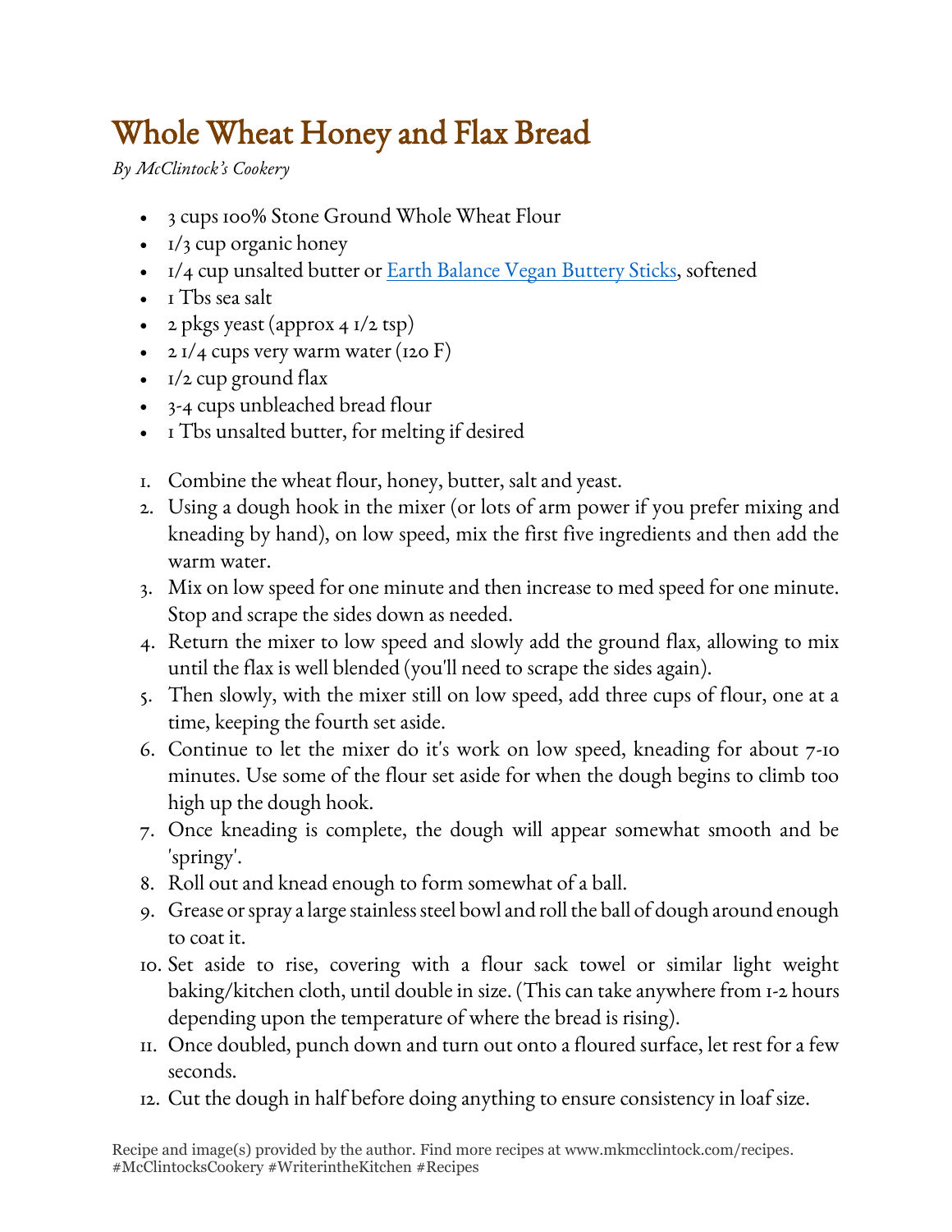# Whole Wheat Honey and Flax Bread

*By McClintock's Cookery*

- 3 cups 100% Stone Ground Whole Wheat Flour
- 1/3 cup organic honey
- 1/4 cup unsalted butter or [Earth Balance Vegan Buttery Sticks](), softened
- 1 Tbs sea salt
- 2 pkgs yeast (approx 4 1/2 tsp)
- 2 1/4 cups very warm water (120 F)
- 1/2 cup ground flax
- 3-4 cups unbleached bread flour
- 1 Tbs unsalted butter, for melting if desired

1. Combine the wheat flour, honey, butter, salt and yeast.
2. Using a dough hook in the mixer (or lots of arm power if you prefer mixing and kneading by hand), on low speed, mix the first five ingredients and then add the warm water.
3. Mix on low speed for one minute and then increase to med speed for one minute. Stop and scrape the sides down as needed.
4. Return the mixer to low speed and slowly add the ground flax, allowing to mix until the flax is well blended (you'll need to scrape the sides again).
5. Then slowly, with the mixer still on low speed, add three cups of flour, one at a time, keeping the fourth set aside.
6. Continue to let the mixer do it's work on low speed, kneading for about 7-10 minutes. Use some of the flour set aside for when the dough begins to climb too high up the dough hook.
7. Once kneading is complete, the dough will appear somewhat smooth and be 'springy'.
8. Roll out and knead enough to form somewhat of a ball.
9. Grease or spray a large stainless steel bowl and roll the ball of dough around enough to coat it.
10. Set aside to rise, covering with a flour sack towel or similar light weight baking/kitchen cloth, until double in size. (This can take anywhere from 1-2 hours depending upon the temperature of where the bread is rising).
11. Once doubled, punch down and turn out onto a floured surface, let rest for a few seconds.
12. Cut the dough in half before doing anything to ensure consistency in loaf size.

Recipe and image(s) provided by the author. Find more recipes at www.mkmcclintock.com/recipes. #McClintocksCookery #WriterintheKitchen #Recipes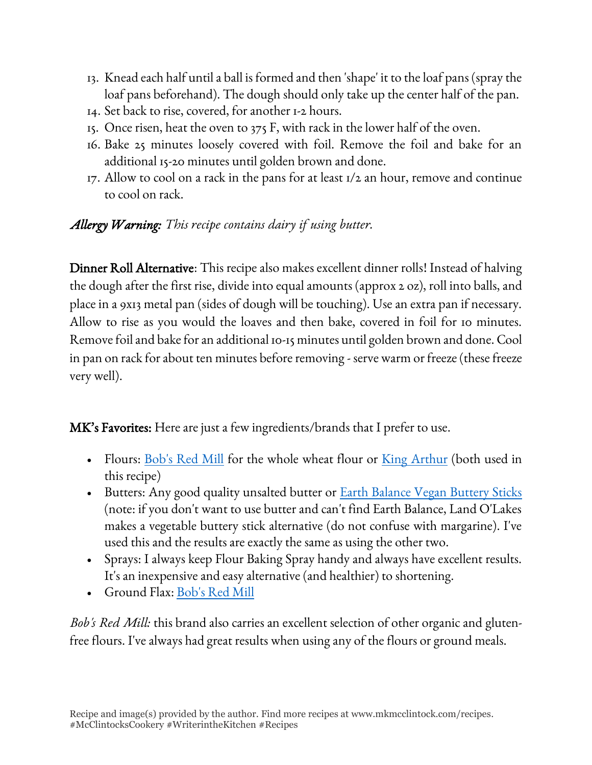13. Knead each half until a ball is formed and then 'shape' it to the loaf pans (spray the loaf pans beforehand). The dough should only take up the center half of the pan.
14. Set back to rise, covered, for another 1-2 hours.
15. Once risen, heat the oven to 375 F, with rack in the lower half of the oven.
16. Bake 25 minutes loosely covered with foil. Remove the foil and bake for an additional 15-20 minutes until golden brown and done.
17. Allow to cool on a rack in the pans for at least 1/2 an hour, remove and continue to cool on rack.

***Allergy Warning:*** *This recipe contains dairy if using butter.*

**Dinner Roll Alternative**: This recipe also makes excellent dinner rolls! Instead of halving the dough after the first rise, divide into equal amounts (approx 2 oz), roll into balls, and place in a 9x13 metal pan (sides of dough will be touching). Use an extra pan if necessary. Allow to rise as you would the loaves and then bake, covered in foil for 10 minutes. Remove foil and bake for an additional 10-15 minutes until golden brown and done. Cool in pan on rack for about ten minutes before removing - serve warm or freeze (these freeze very well).

**MK's Favorites:** Here are just a few ingredients/brands that I prefer to use.

- Flours: Bob's Red Mill for the whole wheat flour or King Arthur (both used in this recipe)
- Butters: Any good quality unsalted butter or Earth Balance Vegan Buttery Sticks (note: if you don't want to use butter and can't find Earth Balance, Land O'Lakes makes a vegetable buttery stick alternative (do not confuse with margarine). I've used this and the results are exactly the same as using the other two.
- Sprays: I always keep Flour Baking Spray handy and always have excellent results. It's an inexpensive and easy alternative (and healthier) to shortening.
- Ground Flax: Bob's Red Mill

*Bob's Red Mill:* this brand also carries an excellent selection of other organic and gluten-free flours. I've always had great results when using any of the flours or ground meals.

Recipe and image(s) provided by the author. Find more recipes at www.mkmcclintock.com/recipes. #McClintocksCookery #WriterintheKitchen #Recipes